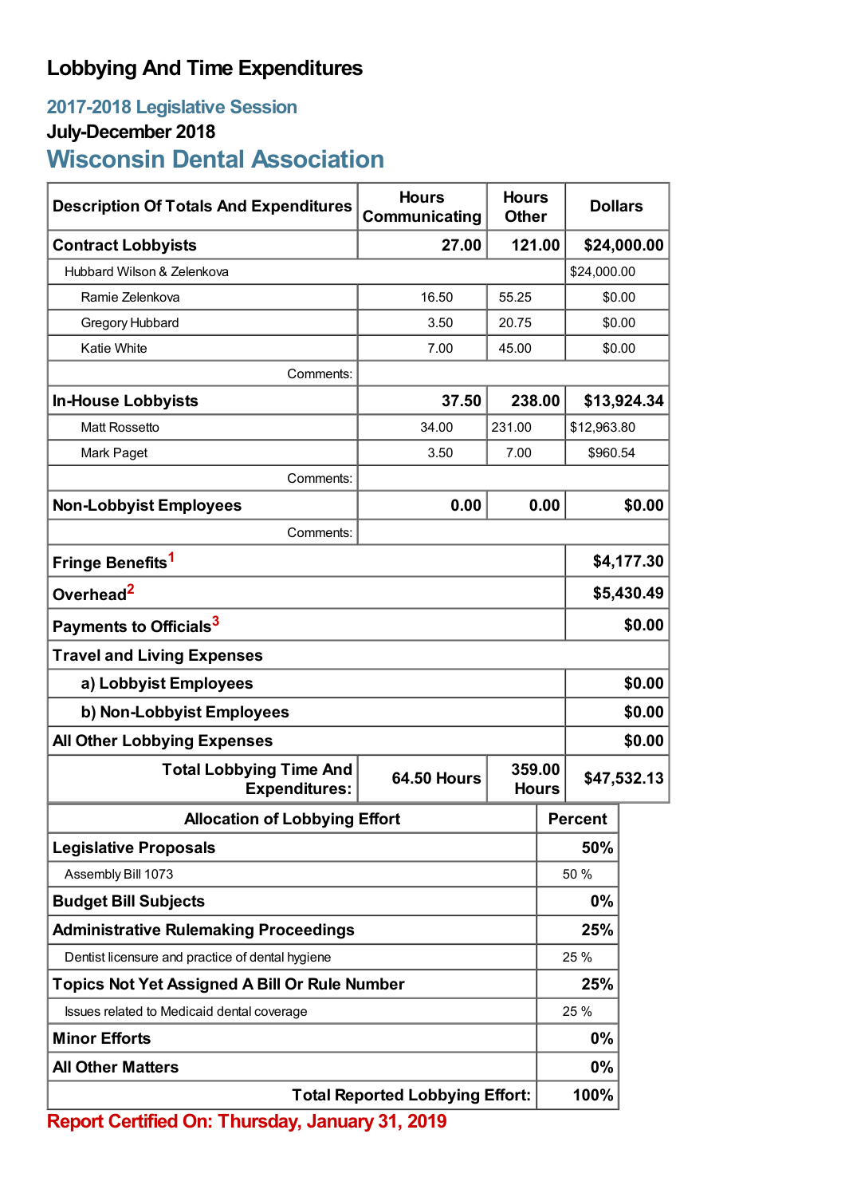# Lobbying And Time Expenditures

## 2017-2018 Legislative Session

### July-December 2018

## Wisconsin Dental Association

| Description Of Totals And Expenditures | Hours Communicating | Hours Other | Dollars |
|---|---|---|---|
| **Contract Lobbyists** | **27.00** | **121.00** | **$24,000.00** |
| Hubbard Wilson & Zelenkova | | | $24,000.00 |
| Ramie Zelenkova | 16.50 | 55.25 | $0.00 |
| Gregory Hubbard | 3.50 | 20.75 | $0.00 |
| Katie White | 7.00 | 45.00 | $0.00 |
| Comments: | | | |
| **In-House Lobbyists** | **37.50** | **238.00** | **$13,924.34** |
| Matt Rossetto | 34.00 | 231.00 | $12,963.80 |
| Mark Paget | 3.50 | 7.00 | $960.54 |
| Comments: | | | |
| **Non-Lobbyist Employees** | **0.00** | **0.00** | **$0.00** |
| Comments: | | | |
| **Fringe Benefits**[1] | | | **$4,177.30** |
| **Overhead**[2] | | | **$5,430.49** |
| **Payments to Officials**[3] | | | **$0.00** |
| **Travel and Living Expenses** | | | |
| **a) Lobbyist Employees** | | | **$0.00** |
| **b) Non-Lobbyist Employees** | | | **$0.00** |
| **All Other Lobbying Expenses** | | | **$0.00** |
| **Total Lobbying Time And Expenditures:** | **64.50 Hours** | **359.00 Hours** | **$47,532.13** |

| Allocation of Lobbying Effort | Percent |
|---|---|
| **Legislative Proposals** | **50%** |
| Assembly Bill 1073 | 50 % |
| **Budget Bill Subjects** | **0%** |
| **Administrative Rulemaking Proceedings** | **25%** |
| Dentist licensure and practice of dental hygiene | 25 % |
| **Topics Not Yet Assigned A Bill Or Rule Number** | **25%** |
| Issues related to Medicaid dental coverage | 25 % |
| **Minor Efforts** | **0%** |
| **All Other Matters** | **0%** |
| **Total Reported Lobbying Effort:** | **100%** |

**Report Certified On: Thursday, January 31, 2019**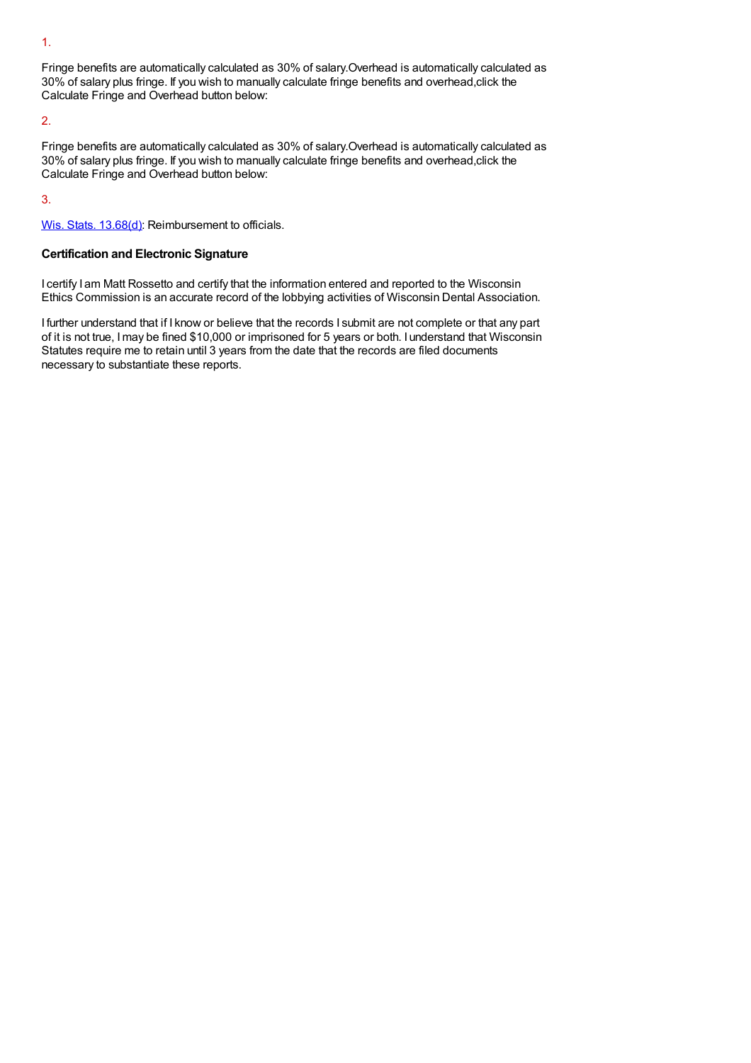1.

Fringe benefits are automatically calculated as 30% of salary.Overhead is automatically calculated as 30% of salary plus fringe. If you wish to manually calculate fringe benefits and overhead,click the Calculate Fringe and Overhead button below:

2.

Fringe benefits are automatically calculated as 30% of salary.Overhead is automatically calculated as 30% of salary plus fringe. If you wish to manually calculate fringe benefits and overhead,click the Calculate Fringe and Overhead button below:

3.

Wis. Stats. 13.68(d): Reimbursement to officials.

**Certification and Electronic Signature**

I certify I am Matt Rossetto and certify that the information entered and reported to the Wisconsin Ethics Commission is an accurate record of the lobbying activities of Wisconsin Dental Association.

I further understand that if I know or believe that the records I submit are not complete or that any part of it is not true, I may be fined $10,000 or imprisoned for 5 years or both. I understand that Wisconsin Statutes require me to retain until 3 years from the date that the records are filed documents necessary to substantiate these reports.